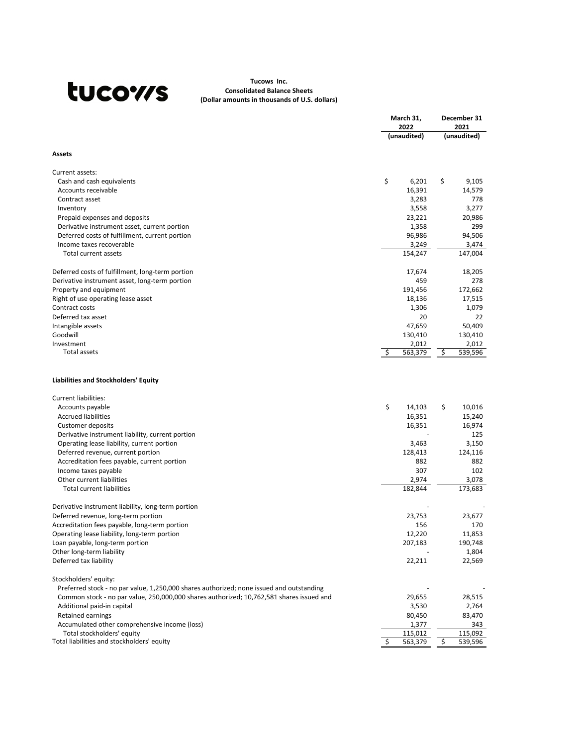**Tucows Inc.**
**Consolidated Balance Sheets**
**(Dollar amounts in thousands of U.S. dollars)**

| | March 31, 2022 (unaudited) | December 31 2021 (unaudited) |
|---|---|---|
| **Assets** | | |
| Current assets: | | |
| Cash and cash equivalents | $ 6,201 | $ 9,105 |
| Accounts receivable | 16,391 | 14,579 |
| Contract asset | 3,283 | 778 |
| Inventory | 3,558 | 3,277 |
| Prepaid expenses and deposits | 23,221 | 20,986 |
| Derivative instrument asset, current portion | 1,358 | 299 |
| Deferred costs of fulfillment, current portion | 96,986 | 94,506 |
| Income taxes recoverable | 3,249 | 3,474 |
| Total current assets | 154,247 | 147,004 |
| Deferred costs of fulfillment, long-term portion | 17,674 | 18,205 |
| Derivative instrument asset, long-term portion | 459 | 278 |
| Property and equipment | 191,456 | 172,662 |
| Right of use operating lease asset | 18,136 | 17,515 |
| Contract costs | 1,306 | 1,079 |
| Deferred tax asset | 20 | 22 |
| Intangible assets | 47,659 | 50,409 |
| Goodwill | 130,410 | 130,410 |
| Investment | 2,012 | 2,012 |
| Total assets | $ 563,379 | $ 539,596 |
| **Liabilities and Stockholders' Equity** | | |
| Current liabilities: | | |
| Accounts payable | $ 14,103 | $ 10,016 |
| Accrued liabilities | 16,351 | 15,240 |
| Customer deposits | 16,351 | 16,974 |
| Derivative instrument liability, current portion | - | 125 |
| Operating lease liability, current portion | 3,463 | 3,150 |
| Deferred revenue, current portion | 128,413 | 124,116 |
| Accreditation fees payable, current portion | 882 | 882 |
| Income taxes payable | 307 | 102 |
| Other current liabilities | 2,974 | 3,078 |
| Total current liabilities | 182,844 | 173,683 |
| Derivative instrument liability, long-term portion | - | - |
| Deferred revenue, long-term portion | 23,753 | 23,677 |
| Accreditation fees payable, long-term portion | 156 | 170 |
| Operating lease liability, long-term portion | 12,220 | 11,853 |
| Loan payable, long-term portion | 207,183 | 190,748 |
| Other long-term liability | - | 1,804 |
| Deferred tax liability | 22,211 | 22,569 |
| Stockholders' equity: | | |
| Preferred stock - no par value, 1,250,000 shares authorized; none issued and outstanding | - | - |
| Common stock - no par value, 250,000,000 shares authorized; 10,762,581 shares issued and | 29,655 | 28,515 |
| Additional paid-in capital | 3,530 | 2,764 |
| Retained earnings | 80,450 | 83,470 |
| Accumulated other comprehensive income (loss) | 1,377 | 343 |
| Total stockholders' equity | 115,012 | 115,092 |
| Total liabilities and stockholders' equity | $ 563,379 | $ 539,596 |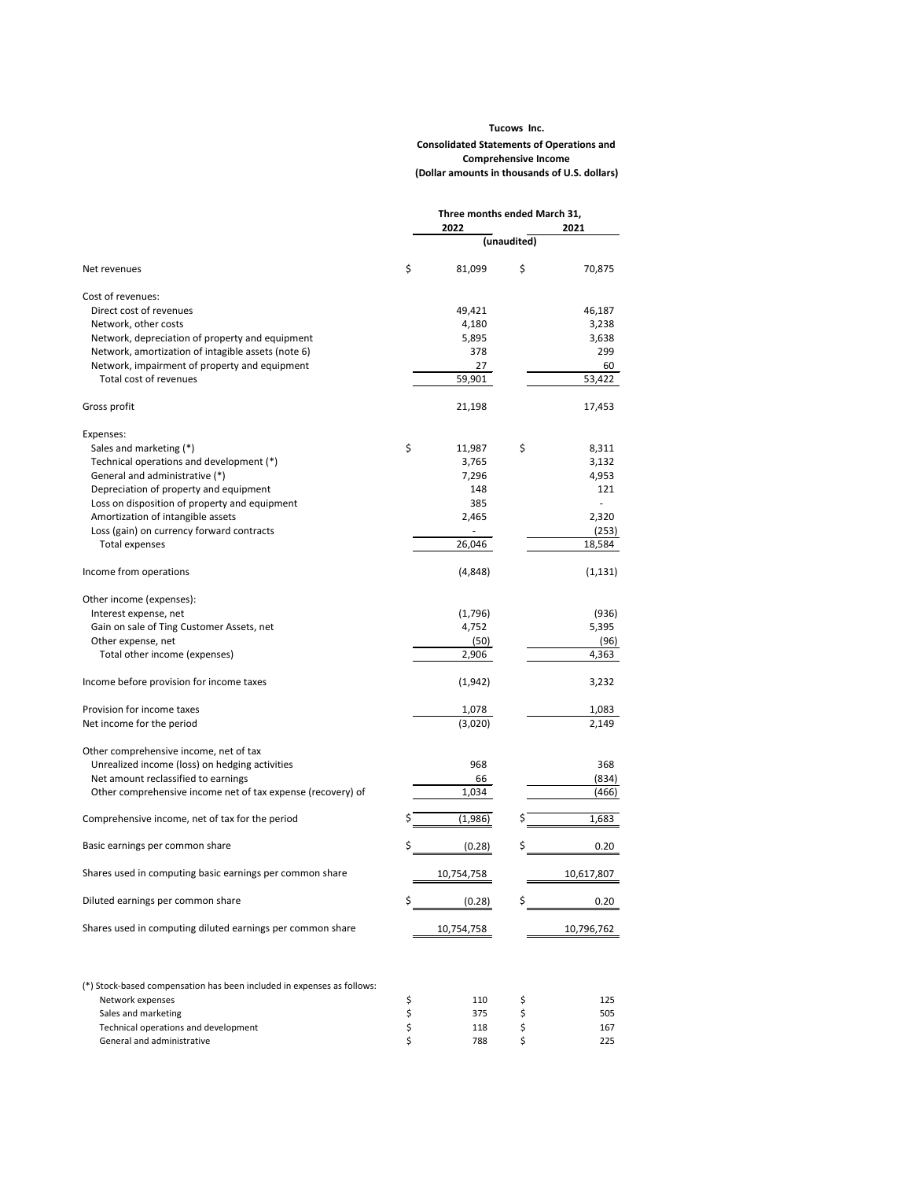**Tucows Inc.**

**Consolidated Statements of Operations and Comprehensive Income**

**(Dollar amounts in thousands of U.S. dollars)**

| | Three months ended March 31, 2022 | Three months ended March 31, 2021 |
|---|---|---|
| | (unaudited) | |
| Net revenues | $ 81,099 | $ 70,875 |
| Cost of revenues: | | |
| Direct cost of revenues | 49,421 | 46,187 |
| Network, other costs | 4,180 | 3,238 |
| Network, depreciation of property and equipment | 5,895 | 3,638 |
| Network, amortization of intagible assets (note 6) | 378 | 299 |
| Network, impairment of property and equipment | 27 | 60 |
| Total cost of revenues | 59,901 | 53,422 |
| Gross profit | 21,198 | 17,453 |
| Expenses: | | |
| Sales and marketing (*) | $ 11,987 | $ 8,311 |
| Technical operations and development (*) | 3,765 | 3,132 |
| General and administrative (*) | 7,296 | 4,953 |
| Depreciation of property and equipment | 148 | 121 |
| Loss on disposition of property and equipment | 385 | - |
| Amortization of intangible assets | 2,465 | 2,320 |
| Loss (gain) on currency forward contracts | - | (253) |
| Total expenses | 26,046 | 18,584 |
| Income from operations | (4,848) | (1,131) |
| Other income (expenses): | | |
| Interest expense, net | (1,796) | (936) |
| Gain on sale of Ting Customer Assets, net | 4,752 | 5,395 |
| Other expense, net | (50) | (96) |
| Total other income (expenses) | 2,906 | 4,363 |
| Income before provision for income taxes | (1,942) | 3,232 |
| Provision for income taxes | 1,078 | 1,083 |
| Net income for the period | (3,020) | 2,149 |
| Other comprehensive income, net of tax | | |
| Unrealized income (loss) on hedging activities | 968 | 368 |
| Net amount reclassified to earnings | 66 | (834) |
| Other comprehensive income net of tax expense (recovery) of | 1,034 | (466) |
| Comprehensive income, net of tax for the period | $ (1,986) | $ 1,683 |
| Basic earnings per common share | $ (0.28) | $ 0.20 |
| Shares used in computing basic earnings per common share | 10,754,758 | 10,617,807 |
| Diluted earnings per common share | $ (0.28) | $ 0.20 |
| Shares used in computing diluted earnings per common share | 10,754,758 | 10,796,762 |

| (*) Stock-based compensation has been included in expenses as follows: | | |
|---|---|---|
| Network expenses | $ 110 | $ 125 |
| Sales and marketing | $ 375 | $ 505 |
| Technical operations and development | $ 118 | $ 167 |
| General and administrative | $ 788 | $ 225 |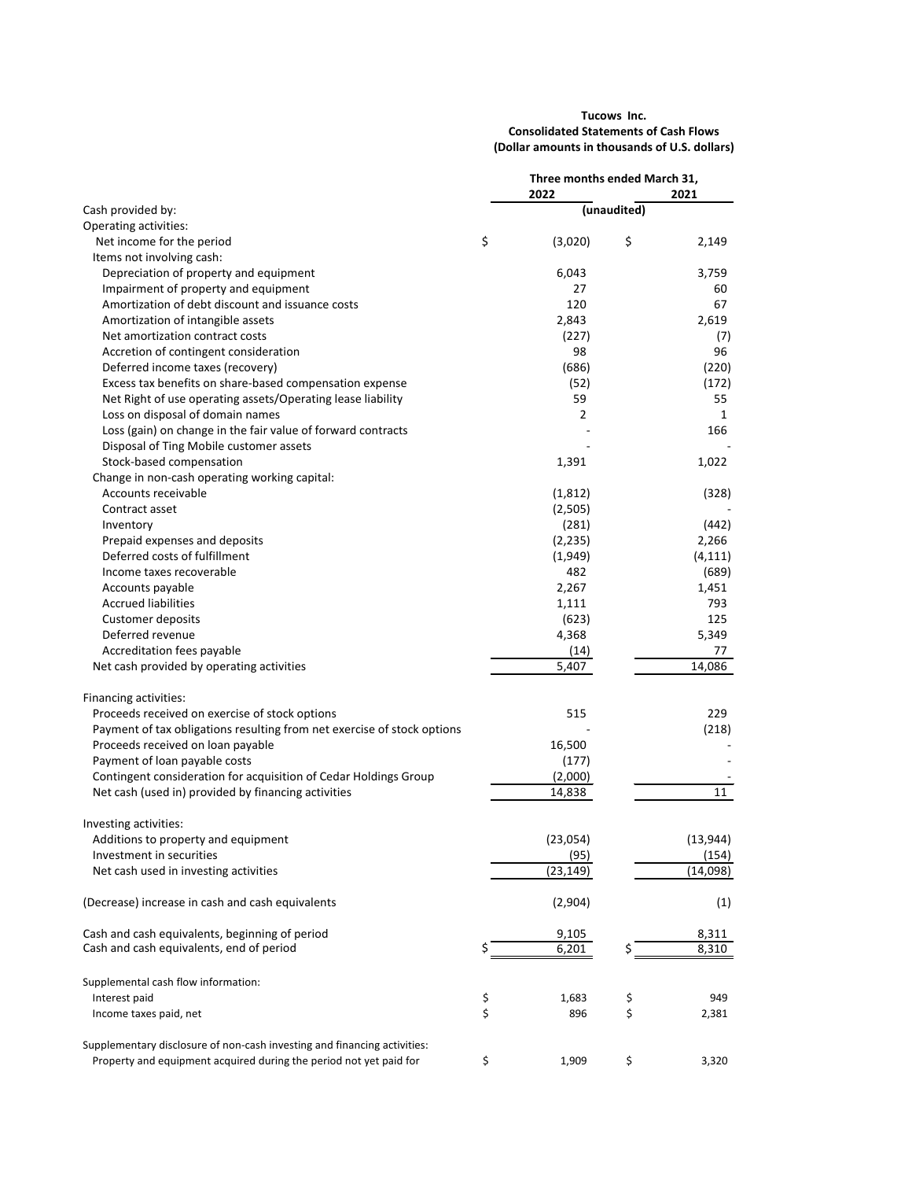**Tucows Inc.**
**Consolidated Statements of Cash Flows**
**(Dollar amounts in thousands of U.S. dollars)**

| | Three months ended March 31, 2022 | 2021 |
|---|---|---|
| | (unaudited) | |
| Cash provided by: | | |
| Operating activities: | | |
| Net income for the period | $ (3,020) | $ 2,149 |
| Items not involving cash: | | |
| Depreciation of property and equipment | 6,043 | 3,759 |
| Impairment of property and equipment | 27 | 60 |
| Amortization of debt discount and issuance costs | 120 | 67 |
| Amortization of intangible assets | 2,843 | 2,619 |
| Net amortization contract costs | (227) | (7) |
| Accretion of contingent consideration | 98 | 96 |
| Deferred income taxes (recovery) | (686) | (220) |
| Excess tax benefits on share-based compensation expense | (52) | (172) |
| Net Right of use operating assets/Operating lease liability | 59 | 55 |
| Loss on disposal of domain names | 2 | 1 |
| Loss (gain) on change in the fair value of forward contracts | - | 166 |
| Disposal of Ting Mobile customer assets | - | - |
| Stock-based compensation | 1,391 | 1,022 |
| Change in non-cash operating working capital: | | |
| Accounts receivable | (1,812) | (328) |
| Contract asset | (2,505) | - |
| Inventory | (281) | (442) |
| Prepaid expenses and deposits | (2,235) | 2,266 |
| Deferred costs of fulfillment | (1,949) | (4,111) |
| Income taxes recoverable | 482 | (689) |
| Accounts payable | 2,267 | 1,451 |
| Accrued liabilities | 1,111 | 793 |
| Customer deposits | (623) | 125 |
| Deferred revenue | 4,368 | 5,349 |
| Accreditation fees payable | (14) | 77 |
| Net cash provided by operating activities | 5,407 | 14,086 |
| | | |
| Financing activities: | | |
| Proceeds received on exercise of stock options | 515 | 229 |
| Payment of tax obligations resulting from net exercise of stock options | - | (218) |
| Proceeds received on loan payable | 16,500 | - |
| Payment of loan payable costs | (177) | - |
| Contingent consideration for acquisition of Cedar Holdings Group | (2,000) | - |
| Net cash (used in) provided by financing activities | 14,838 | 11 |
| | | |
| Investing activities: | | |
| Additions to property and equipment | (23,054) | (13,944) |
| Investment in securities | (95) | (154) |
| Net cash used in investing activities | (23,149) | (14,098) |
| | | |
| (Decrease) increase in cash and cash equivalents | (2,904) | (1) |
| | | |
| Cash and cash equivalents, beginning of period | 9,105 | 8,311 |
| Cash and cash equivalents, end of period | $ 6,201 | $ 8,310 |
| | | |
| Supplemental cash flow information: | | |
| Interest paid | $ 1,683 | $ 949 |
| Income taxes paid, net | $ 896 | $ 2,381 |
| | | |
| Supplementary disclosure of non-cash investing and financing activities: | | |
| Property and equipment acquired during the period not yet paid for | $ 1,909 | $ 3,320 |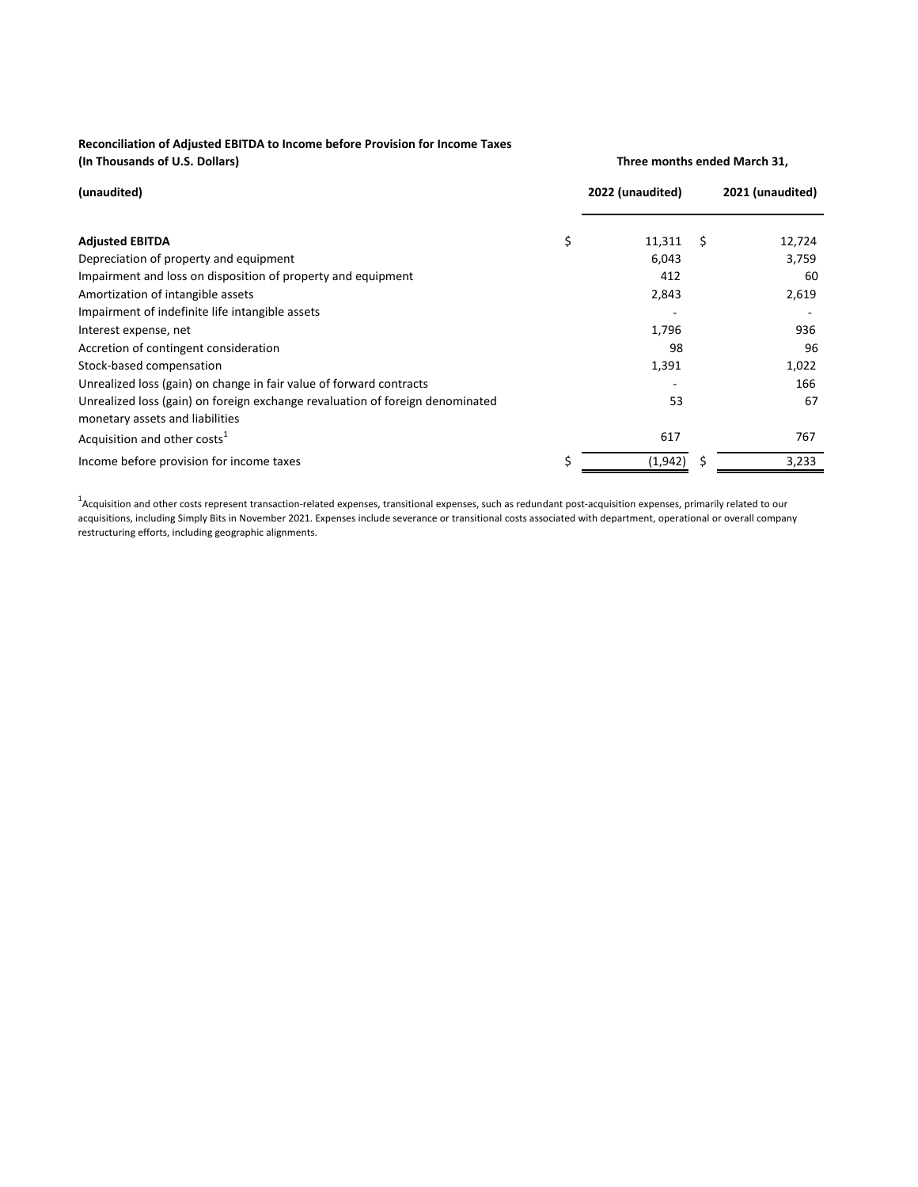**Reconciliation of Adjusted EBITDA to Income before Provision for Income Taxes**
**(In Thousands of U.S. Dollars)**

| (unaudited) | Three months ended March 31, 2022 (unaudited) | 2021 (unaudited) |
|---|---|---|
| **Adjusted EBITDA** | $ 11,311 | $ 12,724 |
| Depreciation of property and equipment | 6,043 | 3,759 |
| Impairment and loss on disposition of property and equipment | 412 | 60 |
| Amortization of intangible assets | 2,843 | 2,619 |
| Impairment of indefinite life intangible assets | - | - |
| Interest expense, net | 1,796 | 936 |
| Accretion of contingent consideration | 98 | 96 |
| Stock-based compensation | 1,391 | 1,022 |
| Unrealized loss (gain) on change in fair value of forward contracts | - | 166 |
| Unrealized loss (gain) on foreign exchange revaluation of foreign denominated monetary assets and liabilities | 53 | 67 |
| Acquisition and other costs[1] | 617 | 767 |
| Income before provision for income taxes | $ (1,942) | $ 3,233 |

[1]Acquisition and other costs represent transaction-related expenses, transitional expenses, such as redundant post-acquisition expenses, primarily related to our acquisitions, including Simply Bits in November 2021. Expenses include severance or transitional costs associated with department, operational or overall company restructuring efforts, including geographic alignments.